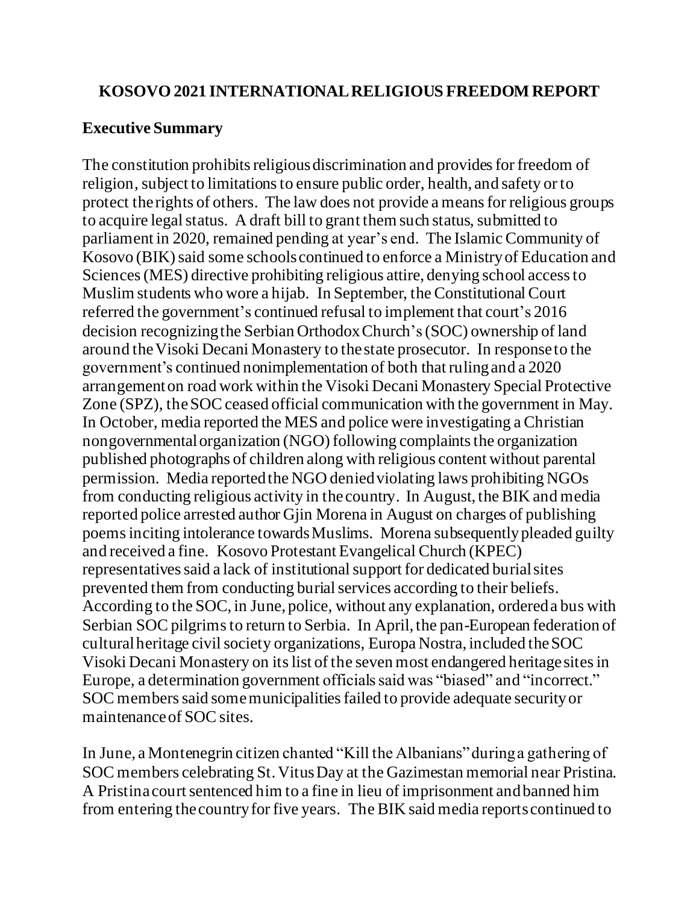# KOSOVO 2021 INTERNATIONAL RELIGIOUS FREEDOM REPORT

## Executive Summary

The constitution prohibits religious discrimination and provides for freedom of religion, subject to limitations to ensure public order, health, and safety or to protect the rights of others. The law does not provide a means for religious groups to acquire legal status. A draft bill to grant them such status, submitted to parliament in 2020, remained pending at year's end. The Islamic Community of Kosovo (BIK) said some schools continued to enforce a Ministry of Education and Sciences (MES) directive prohibiting religious attire, denying school access to Muslim students who wore a hijab. In September, the Constitutional Court referred the government's continued refusal to implement that court's 2016 decision recognizing the Serbian Orthodox Church's (SOC) ownership of land around the Visoki Decani Monastery to the state prosecutor. In response to the government's continued nonimplementation of both that ruling and a 2020 arrangement on road work within the Visoki Decani Monastery Special Protective Zone (SPZ), the SOC ceased official communication with the government in May. In October, media reported the MES and police were investigating a Christian nongovernmental organization (NGO) following complaints the organization published photographs of children along with religious content without parental permission. Media reported the NGO denied violating laws prohibiting NGOs from conducting religious activity in the country. In August, the BIK and media reported police arrested author Gjin Morena in August on charges of publishing poems inciting intolerance towards Muslims. Morena subsequently pleaded guilty and received a fine. Kosovo Protestant Evangelical Church (KPEC) representatives said a lack of institutional support for dedicated burial sites prevented them from conducting burial services according to their beliefs. According to the SOC, in June, police, without any explanation, ordered a bus with Serbian SOC pilgrims to return to Serbia. In April, the pan-European federation of cultural heritage civil society organizations, Europa Nostra, included the SOC Visoki Decani Monastery on its list of the seven most endangered heritage sites in Europe, a determination government officials said was "biased" and "incorrect." SOC members said some municipalities failed to provide adequate security or maintenance of SOC sites.

In June, a Montenegrin citizen chanted "Kill the Albanians" during a gathering of SOC members celebrating St. Vitus Day at the Gazimestan memorial near Pristina. A Pristina court sentenced him to a fine in lieu of imprisonment and banned him from entering the country for five years. The BIK said media reports continued to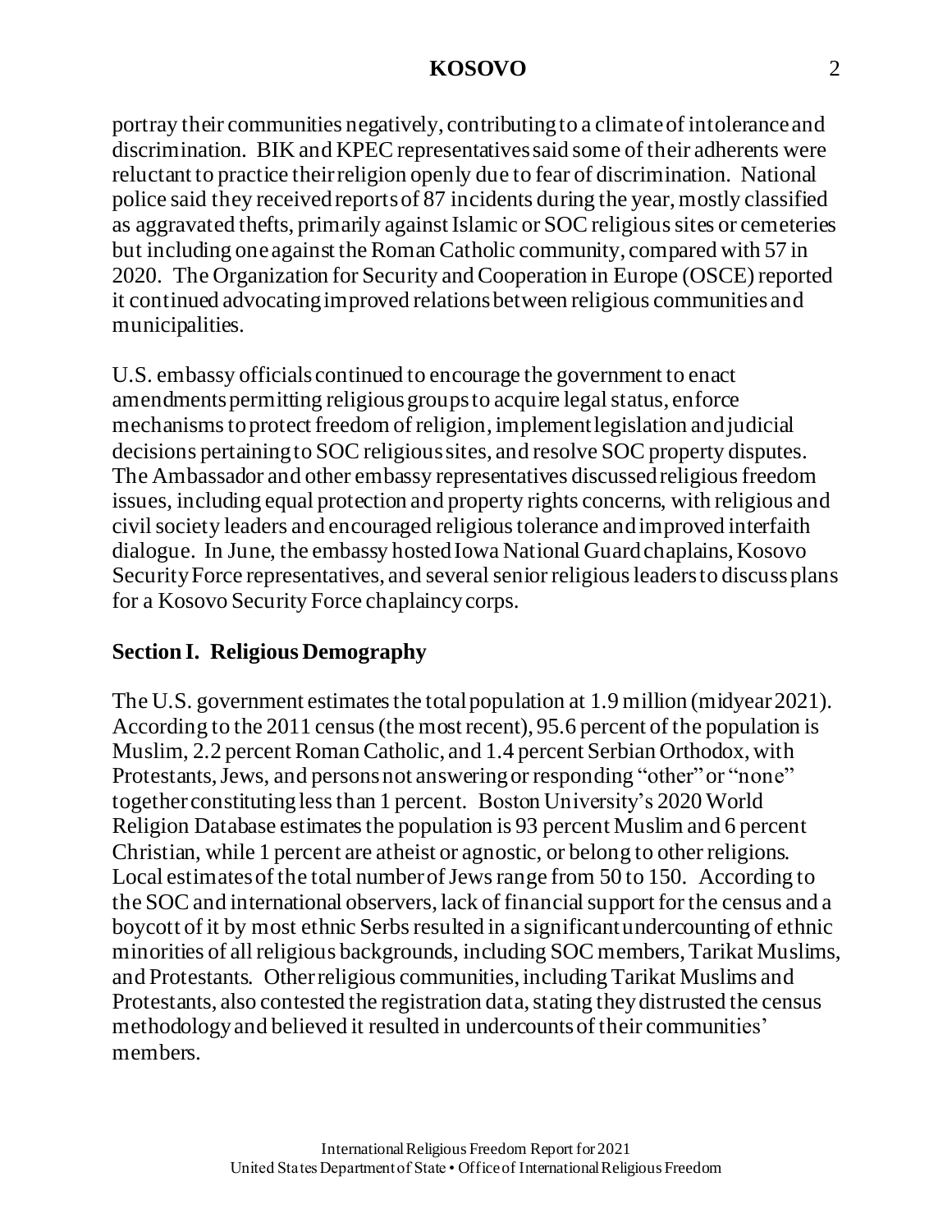portray their communities negatively, contributing to a climate of intolerance and discrimination. BIK and KPEC representatives said some of their adherents were reluctant to practice their religion openly due to fear of discrimination. National police said they received reports of 87 incidents during the year, mostly classified as aggravated thefts, primarily against Islamic or SOC religious sites or cemeteries but including one against the Roman Catholic community, compared with 57 in 2020. The Organization for Security and Cooperation in Europe (OSCE) reported it continued advocating improved relations between religious communities and municipalities.

U.S. embassy officials continued to encourage the government to enact amendments permitting religious groups to acquire legal status, enforce mechanisms to protect freedom of religion, implement legislation and judicial decisions pertaining to SOC religious sites, and resolve SOC property disputes. The Ambassador and other embassy representatives discussed religious freedom issues, including equal protection and property rights concerns, with religious and civil society leaders and encouraged religious tolerance and improved interfaith dialogue. In June, the embassy hosted Iowa National Guard chaplains, Kosovo Security Force representatives, and several senior religious leaders to discuss plans for a Kosovo Security Force chaplaincy corps.

## Section I. Religious Demography

The U.S. government estimates the total population at 1.9 million (midyear 2021). According to the 2011 census (the most recent), 95.6 percent of the population is Muslim, 2.2 percent Roman Catholic, and 1.4 percent Serbian Orthodox, with Protestants, Jews, and persons not answering or responding "other" or "none" together constituting less than 1 percent. Boston University's 2020 World Religion Database estimates the population is 93 percent Muslim and 6 percent Christian, while 1 percent are atheist or agnostic, or belong to other religions. Local estimates of the total number of Jews range from 50 to 150. According to the SOC and international observers, lack of financial support for the census and a boycott of it by most ethnic Serbs resulted in a significant undercounting of ethnic minorities of all religious backgrounds, including SOC members, Tarikat Muslims, and Protestants. Other religious communities, including Tarikat Muslims and Protestants, also contested the registration data, stating they distrusted the census methodology and believed it resulted in undercounts of their communities' members.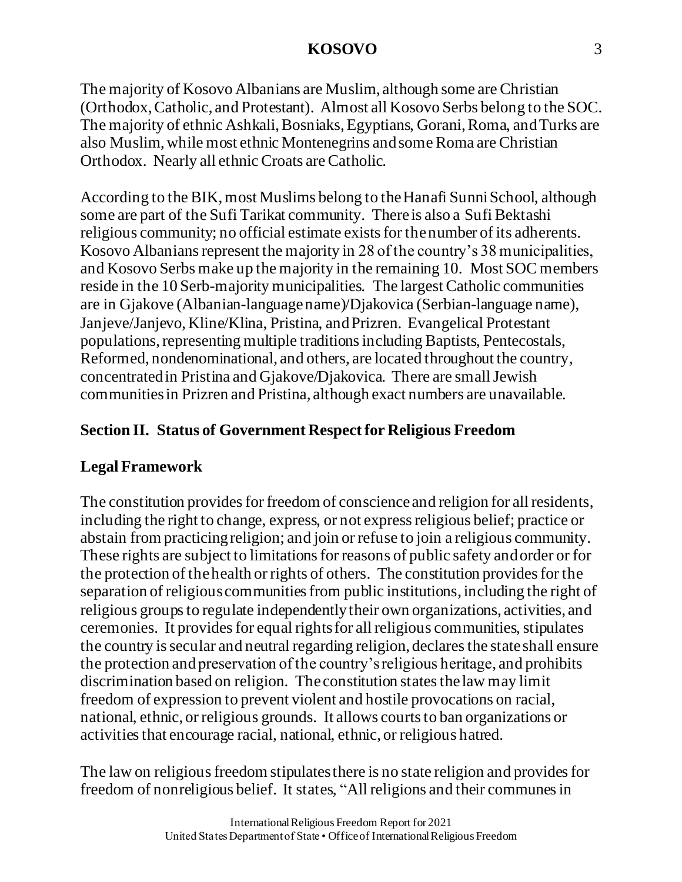The majority of Kosovo Albanians are Muslim, although some are Christian (Orthodox, Catholic, and Protestant). Almost all Kosovo Serbs belong to the SOC. The majority of ethnic Ashkali, Bosniaks, Egyptians, Gorani, Roma, and Turks are also Muslim, while most ethnic Montenegrins and some Roma are Christian Orthodox. Nearly all ethnic Croats are Catholic.

According to the BIK, most Muslims belong to the Hanafi Sunni School, although some are part of the Sufi Tarikat community. There is also a Sufi Bektashi religious community; no official estimate exists for the number of its adherents. Kosovo Albanians represent the majority in 28 of the country's 38 municipalities, and Kosovo Serbs make up the majority in the remaining 10. Most SOC members reside in the 10 Serb-majority municipalities. The largest Catholic communities are in Gjakove (Albanian-language name)/Djakovica (Serbian-language name), Janjeve/Janjevo, Kline/Klina, Pristina, and Prizren. Evangelical Protestant populations, representing multiple traditions including Baptists, Pentecostals, Reformed, nondenominational, and others, are located throughout the country, concentrated in Pristina and Gjakove/Djakovica. There are small Jewish communities in Prizren and Pristina, although exact numbers are unavailable.

## Section II. Status of Government Respect for Religious Freedom

### Legal Framework

The constitution provides for freedom of conscience and religion for all residents, including the right to change, express, or not express religious belief; practice or abstain from practicing religion; and join or refuse to join a religious community. These rights are subject to limitations for reasons of public safety and order or for the protection of the health or rights of others. The constitution provides for the separation of religious communities from public institutions, including the right of religious groups to regulate independently their own organizations, activities, and ceremonies. It provides for equal rights for all religious communities, stipulates the country is secular and neutral regarding religion, declares the state shall ensure the protection and preservation of the country's religious heritage, and prohibits discrimination based on religion. The constitution states the law may limit freedom of expression to prevent violent and hostile provocations on racial, national, ethnic, or religious grounds. It allows courts to ban organizations or activities that encourage racial, national, ethnic, or religious hatred.

The law on religious freedom stipulates there is no state religion and provides for freedom of nonreligious belief. It states, "All religions and their communes in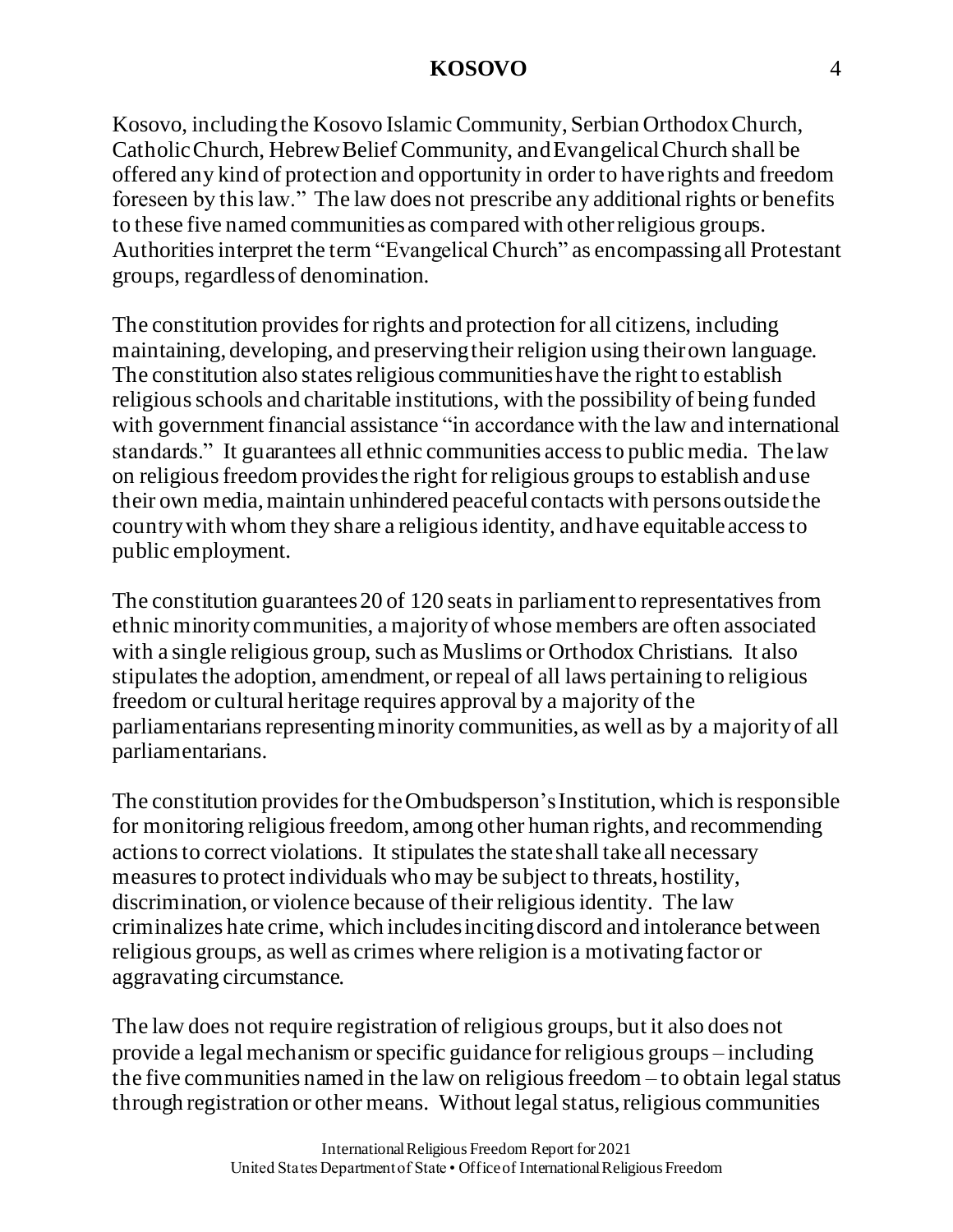Kosovo, including the Kosovo Islamic Community, Serbian Orthodox Church, Catholic Church, Hebrew Belief Community, and Evangelical Church shall be offered any kind of protection and opportunity in order to have rights and freedom foreseen by this law." The law does not prescribe any additional rights or benefits to these five named communities as compared with other religious groups. Authorities interpret the term "Evangelical Church" as encompassing all Protestant groups, regardless of denomination.

The constitution provides for rights and protection for all citizens, including maintaining, developing, and preserving their religion using their own language. The constitution also states religious communities have the right to establish religious schools and charitable institutions, with the possibility of being funded with government financial assistance "in accordance with the law and international standards." It guarantees all ethnic communities access to public media. The law on religious freedom provides the right for religious groups to establish and use their own media, maintain unhindered peaceful contacts with persons outside the country with whom they share a religious identity, and have equitable access to public employment.

The constitution guarantees 20 of 120 seats in parliament to representatives from ethnic minority communities, a majority of whose members are often associated with a single religious group, such as Muslims or Orthodox Christians. It also stipulates the adoption, amendment, or repeal of all laws pertaining to religious freedom or cultural heritage requires approval by a majority of the parliamentarians representing minority communities, as well as by a majority of all parliamentarians.

The constitution provides for the Ombudsperson's Institution, which is responsible for monitoring religious freedom, among other human rights, and recommending actions to correct violations. It stipulates the state shall take all necessary measures to protect individuals who may be subject to threats, hostility, discrimination, or violence because of their religious identity. The law criminalizes hate crime, which includes inciting discord and intolerance between religious groups, as well as crimes where religion is a motivating factor or aggravating circumstance.

The law does not require registration of religious groups, but it also does not provide a legal mechanism or specific guidance for religious groups – including the five communities named in the law on religious freedom – to obtain legal status through registration or other means. Without legal status, religious communities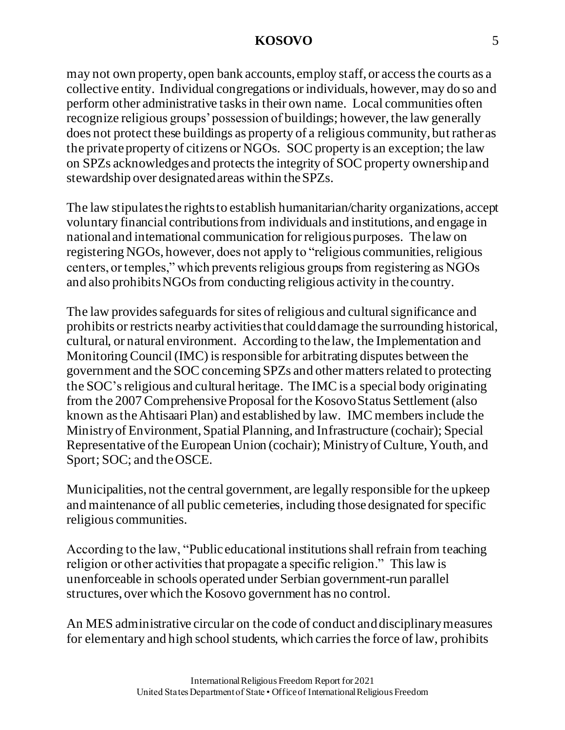may not own property, open bank accounts, employ staff, or access the courts as a collective entity. Individual congregations or individuals, however, may do so and perform other administrative tasks in their own name. Local communities often recognize religious groups' possession of buildings; however, the law generally does not protect these buildings as property of a religious community, but rather as the private property of citizens or NGOs. SOC property is an exception; the law on SPZs acknowledges and protects the integrity of SOC property ownership and stewardship over designated areas within the SPZs.

The law stipulates the rights to establish humanitarian/charity organizations, accept voluntary financial contributions from individuals and institutions, and engage in national and international communication for religious purposes. The law on registering NGOs, however, does not apply to "religious communities, religious centers, or temples," which prevents religious groups from registering as NGOs and also prohibits NGOs from conducting religious activity in the country.

The law provides safeguards for sites of religious and cultural significance and prohibits or restricts nearby activities that could damage the surrounding historical, cultural, or natural environment. According to the law, the Implementation and Monitoring Council (IMC) is responsible for arbitrating disputes between the government and the SOC concerning SPZs and other matters related to protecting the SOC's religious and cultural heritage. The IMC is a special body originating from the 2007 Comprehensive Proposal for the Kosovo Status Settlement (also known as the Ahtisaari Plan) and established by law. IMC members include the Ministry of Environment, Spatial Planning, and Infrastructure (cochair); Special Representative of the European Union (cochair); Ministry of Culture, Youth, and Sport; SOC; and the OSCE.

Municipalities, not the central government, are legally responsible for the upkeep and maintenance of all public cemeteries, including those designated for specific religious communities.

According to the law, "Public educational institutions shall refrain from teaching religion or other activities that propagate a specific religion." This law is unenforceable in schools operated under Serbian government-run parallel structures, over which the Kosovo government has no control.

An MES administrative circular on the code of conduct and disciplinary measures for elementary and high school students, which carries the force of law, prohibits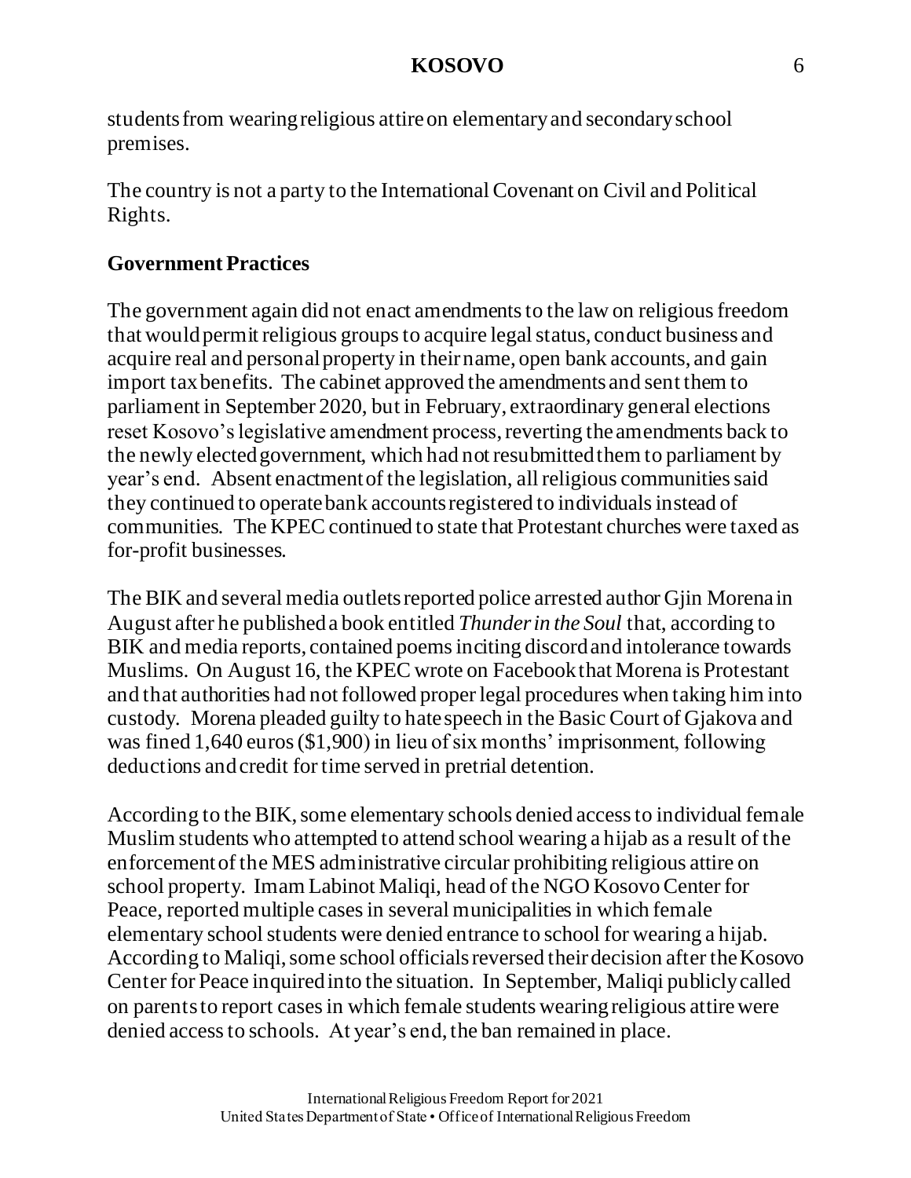students from wearing religious attire on elementary and secondary school premises.

The country is not a party to the International Covenant on Civil and Political Rights.

## Government Practices

The government again did not enact amendments to the law on religious freedom that would permit religious groups to acquire legal status, conduct business and acquire real and personal property in their name, open bank accounts, and gain import tax benefits. The cabinet approved the amendments and sent them to parliament in September 2020, but in February, extraordinary general elections reset Kosovo's legislative amendment process, reverting the amendments back to the newly elected government, which had not resubmitted them to parliament by year's end. Absent enactment of the legislation, all religious communities said they continued to operate bank accounts registered to individuals instead of communities. The KPEC continued to state that Protestant churches were taxed as for-profit businesses.

The BIK and several media outlets reported police arrested author Gjin Morena in August after he published a book entitled *Thunder in the Soul* that, according to BIK and media reports, contained poems inciting discord and intolerance towards Muslims. On August 16, the KPEC wrote on Facebook that Morena is Protestant and that authorities had not followed proper legal procedures when taking him into custody. Morena pleaded guilty to hate speech in the Basic Court of Gjakova and was fined 1,640 euros ($1,900) in lieu of six months' imprisonment, following deductions and credit for time served in pretrial detention.

According to the BIK, some elementary schools denied access to individual female Muslim students who attempted to attend school wearing a hijab as a result of the enforcement of the MES administrative circular prohibiting religious attire on school property. Imam Labinot Maliqi, head of the NGO Kosovo Center for Peace, reported multiple cases in several municipalities in which female elementary school students were denied entrance to school for wearing a hijab. According to Maliqi, some school officials reversed their decision after the Kosovo Center for Peace inquired into the situation. In September, Maliqi publicly called on parents to report cases in which female students wearing religious attire were denied access to schools. At year's end, the ban remained in place.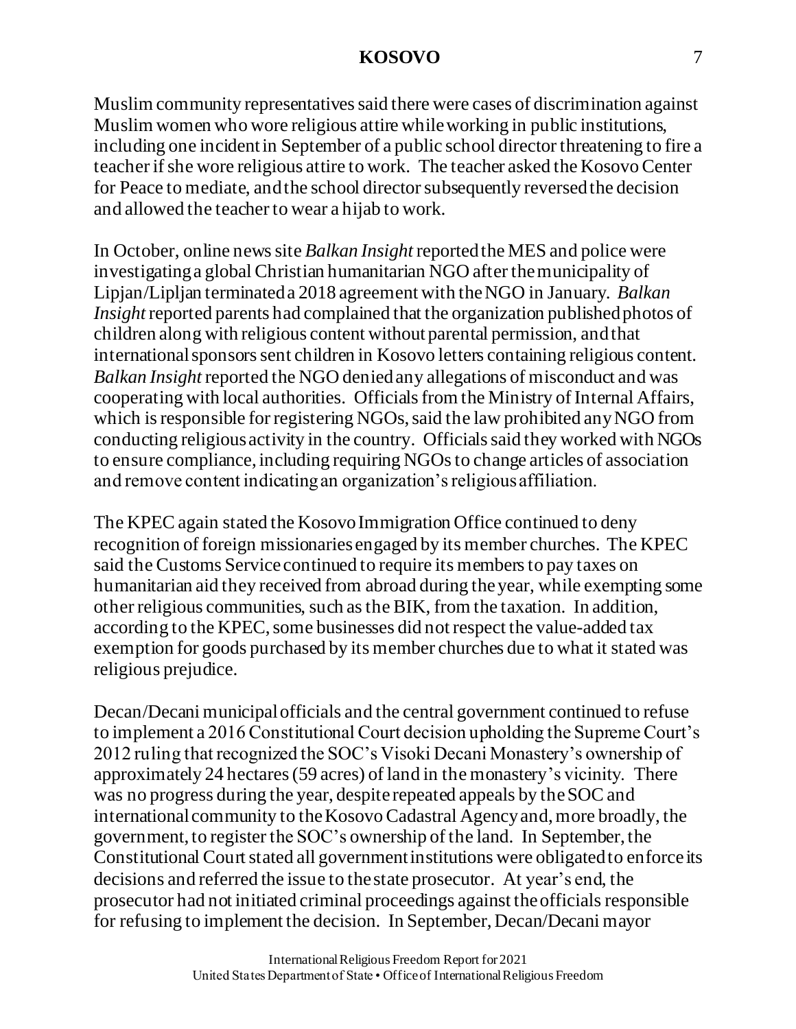Muslim community representatives said there were cases of discrimination against Muslim women who wore religious attire while working in public institutions, including one incident in September of a public school director threatening to fire a teacher if she wore religious attire to work. The teacher asked the Kosovo Center for Peace to mediate, and the school director subsequently reversed the decision and allowed the teacher to wear a hijab to work.

In October, online news site *Balkan Insight* reported the MES and police were investigating a global Christian humanitarian NGO after the municipality of Lipjan/Lipljan terminated a 2018 agreement with the NGO in January. *Balkan Insight* reported parents had complained that the organization published photos of children along with religious content without parental permission, and that international sponsors sent children in Kosovo letters containing religious content. *Balkan Insight* reported the NGO denied any allegations of misconduct and was cooperating with local authorities. Officials from the Ministry of Internal Affairs, which is responsible for registering NGOs, said the law prohibited any NGO from conducting religious activity in the country. Officials said they worked with NGOs to ensure compliance, including requiring NGOs to change articles of association and remove content indicating an organization's religious affiliation.

The KPEC again stated the Kosovo Immigration Office continued to deny recognition of foreign missionaries engaged by its member churches. The KPEC said the Customs Service continued to require its members to pay taxes on humanitarian aid they received from abroad during the year, while exempting some other religious communities, such as the BIK, from the taxation. In addition, according to the KPEC, some businesses did not respect the value-added tax exemption for goods purchased by its member churches due to what it stated was religious prejudice.

Decan/Decani municipal officials and the central government continued to refuse to implement a 2016 Constitutional Court decision upholding the Supreme Court's 2012 ruling that recognized the SOC's Visoki Decani Monastery's ownership of approximately 24 hectares (59 acres) of land in the monastery's vicinity. There was no progress during the year, despite repeated appeals by the SOC and international community to the Kosovo Cadastral Agency and, more broadly, the government, to register the SOC's ownership of the land. In September, the Constitutional Court stated all government institutions were obligated to enforce its decisions and referred the issue to the state prosecutor. At year's end, the prosecutor had not initiated criminal proceedings against the officials responsible for refusing to implement the decision. In September, Decan/Decani mayor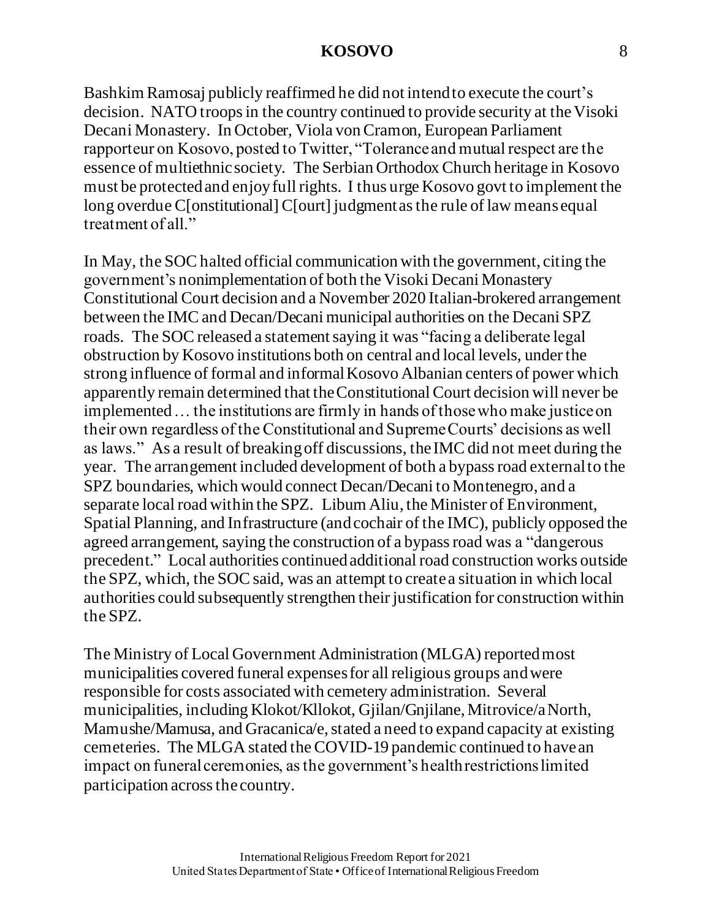Bashkim Ramosaj publicly reaffirmed he did not intend to execute the court's decision. NATO troops in the country continued to provide security at the Visoki Decani Monastery. In October, Viola von Cramon, European Parliament rapporteur on Kosovo, posted to Twitter, "Tolerance and mutual respect are the essence of multiethnic society. The Serbian Orthodox Church heritage in Kosovo must be protected and enjoy full rights. I thus urge Kosovo govt to implement the long overdue C[onstitutional] C[ourt] judgment as the rule of law means equal treatment of all."

In May, the SOC halted official communication with the government, citing the government's nonimplementation of both the Visoki Decani Monastery Constitutional Court decision and a November 2020 Italian-brokered arrangement between the IMC and Decan/Decani municipal authorities on the Decani SPZ roads. The SOC released a statement saying it was "facing a deliberate legal obstruction by Kosovo institutions both on central and local levels, under the strong influence of formal and informal Kosovo Albanian centers of power which apparently remain determined that the Constitutional Court decision will never be implemented … the institutions are firmly in hands of those who make justice on their own regardless of the Constitutional and Supreme Courts' decisions as well as laws." As a result of breaking off discussions, the IMC did not meet during the year. The arrangement included development of both a bypass road external to the SPZ boundaries, which would connect Decan/Decani to Montenegro, and a separate local road within the SPZ. Liburn Aliu, the Minister of Environment, Spatial Planning, and Infrastructure (and cochair of the IMC), publicly opposed the agreed arrangement, saying the construction of a bypass road was a "dangerous precedent." Local authorities continued additional road construction works outside the SPZ, which, the SOC said, was an attempt to create a situation in which local authorities could subsequently strengthen their justification for construction within the SPZ.

The Ministry of Local Government Administration (MLGA) reported most municipalities covered funeral expenses for all religious groups and were responsible for costs associated with cemetery administration. Several municipalities, including Klokot/Kllokot, Gjilan/Gnjilane, Mitrovice/a North, Mamushe/Mamusa, and Gracanica/e, stated a need to expand capacity at existing cemeteries. The MLGA stated the COVID-19 pandemic continued to have an impact on funeral ceremonies, as the government's health restrictions limited participation across the country.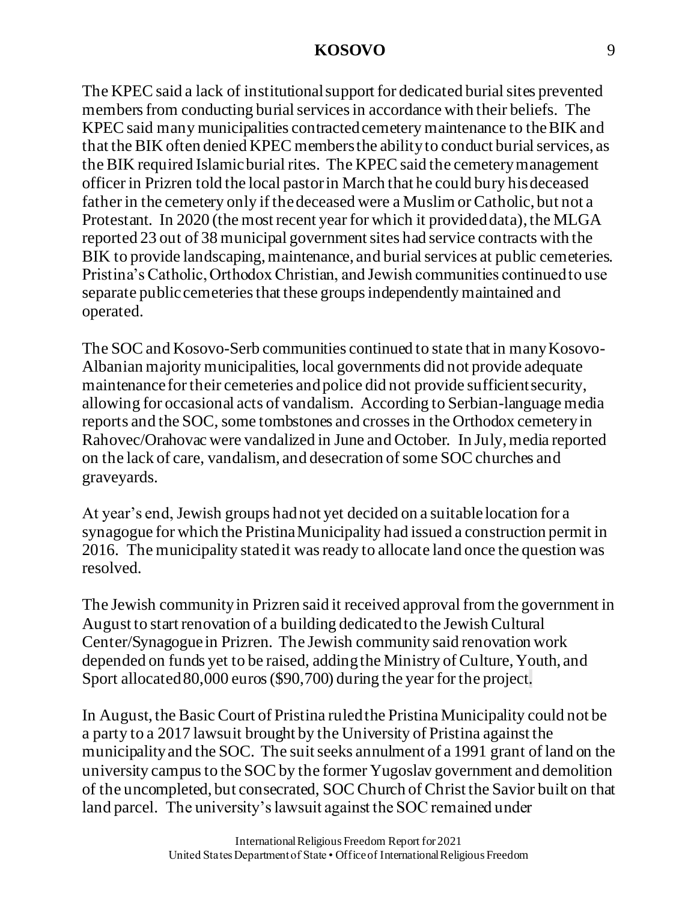The KPEC said a lack of institutional support for dedicated burial sites prevented members from conducting burial services in accordance with their beliefs. The KPEC said many municipalities contracted cemetery maintenance to the BIK and that the BIK often denied KPEC members the ability to conduct burial services, as the BIK required Islamic burial rites. The KPEC said the cemetery management officer in Prizren told the local pastor in March that he could bury his deceased father in the cemetery only if the deceased were a Muslim or Catholic, but not a Protestant. In 2020 (the most recent year for which it provided data), the MLGA reported 23 out of 38 municipal government sites had service contracts with the BIK to provide landscaping, maintenance, and burial services at public cemeteries. Pristina's Catholic, Orthodox Christian, and Jewish communities continued to use separate public cemeteries that these groups independently maintained and operated.

The SOC and Kosovo-Serb communities continued to state that in many Kosovo-Albanian majority municipalities, local governments did not provide adequate maintenance for their cemeteries and police did not provide sufficient security, allowing for occasional acts of vandalism. According to Serbian-language media reports and the SOC, some tombstones and crosses in the Orthodox cemetery in Rahovec/Orahovac were vandalized in June and October. In July, media reported on the lack of care, vandalism, and desecration of some SOC churches and graveyards.

At year's end, Jewish groups had not yet decided on a suitable location for a synagogue for which the Pristina Municipality had issued a construction permit in 2016. The municipality stated it was ready to allocate land once the question was resolved.

The Jewish community in Prizren said it received approval from the government in August to start renovation of a building dedicated to the Jewish Cultural Center/Synagogue in Prizren. The Jewish community said renovation work depended on funds yet to be raised, adding the Ministry of Culture, Youth, and Sport allocated 80,000 euros ($90,700) during the year for the project.

In August, the Basic Court of Pristina ruled the Pristina Municipality could not be a party to a 2017 lawsuit brought by the University of Pristina against the municipality and the SOC. The suit seeks annulment of a 1991 grant of land on the university campus to the SOC by the former Yugoslav government and demolition of the uncompleted, but consecrated, SOC Church of Christ the Savior built on that land parcel. The university's lawsuit against the SOC remained under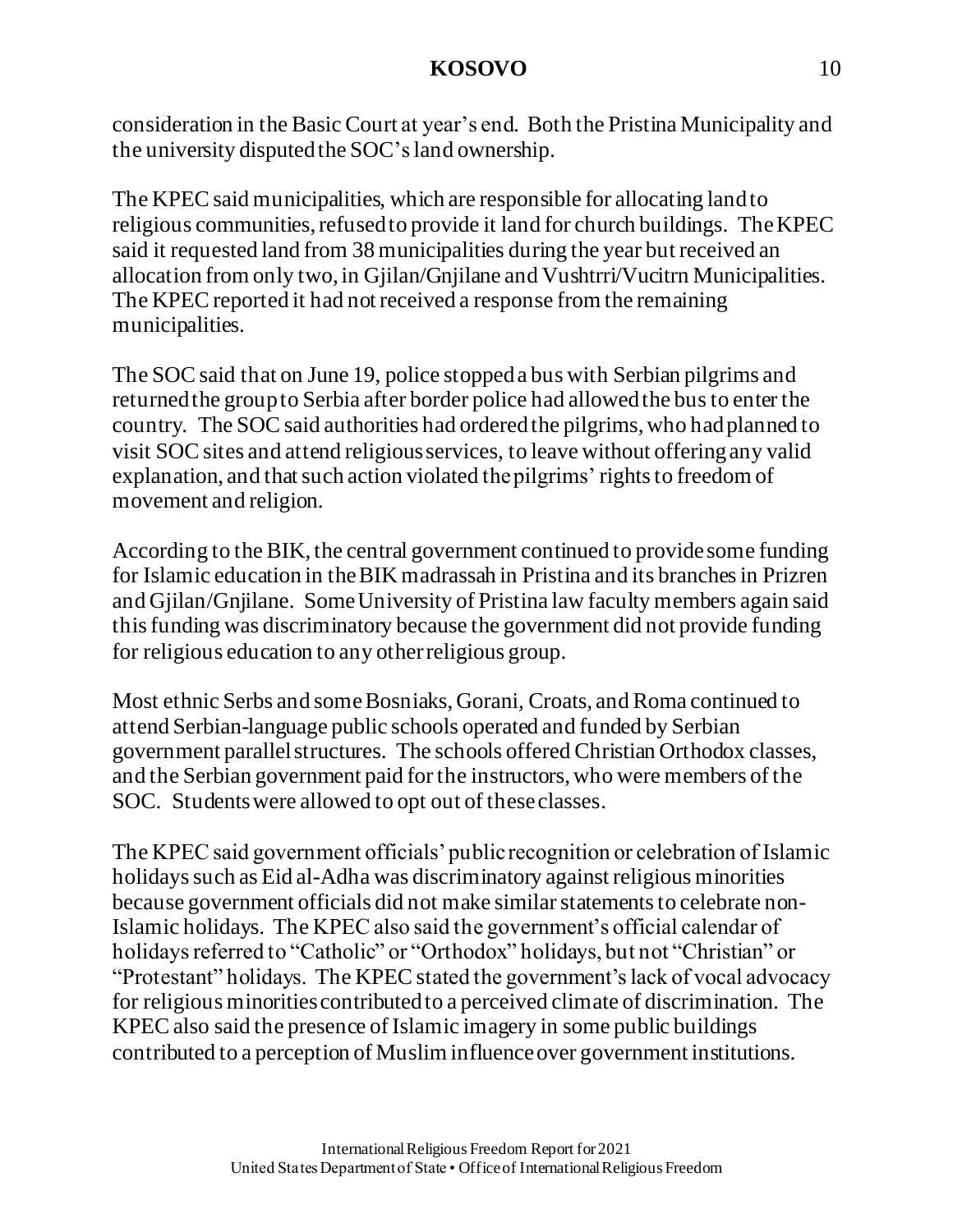consideration in the Basic Court at year's end. Both the Pristina Municipality and the university disputed the SOC's land ownership.

The KPEC said municipalities, which are responsible for allocating land to religious communities, refused to provide it land for church buildings. The KPEC said it requested land from 38 municipalities during the year but received an allocation from only two, in Gjilan/Gnjilane and Vushtrri/Vucitrn Municipalities. The KPEC reported it had not received a response from the remaining municipalities.

The SOC said that on June 19, police stopped a bus with Serbian pilgrims and returned the group to Serbia after border police had allowed the bus to enter the country. The SOC said authorities had ordered the pilgrims, who had planned to visit SOC sites and attend religious services, to leave without offering any valid explanation, and that such action violated the pilgrims' rights to freedom of movement and religion.

According to the BIK, the central government continued to provide some funding for Islamic education in the BIK madrassah in Pristina and its branches in Prizren and Gjilan/Gnjilane. Some University of Pristina law faculty members again said this funding was discriminatory because the government did not provide funding for religious education to any other religious group.

Most ethnic Serbs and some Bosniaks, Gorani, Croats, and Roma continued to attend Serbian-language public schools operated and funded by Serbian government parallel structures. The schools offered Christian Orthodox classes, and the Serbian government paid for the instructors, who were members of the SOC. Students were allowed to opt out of these classes.

The KPEC said government officials' public recognition or celebration of Islamic holidays such as Eid al-Adha was discriminatory against religious minorities because government officials did not make similar statements to celebrate non-Islamic holidays. The KPEC also said the government's official calendar of holidays referred to "Catholic" or "Orthodox" holidays, but not "Christian" or "Protestant" holidays. The KPEC stated the government's lack of vocal advocacy for religious minorities contributed to a perceived climate of discrimination. The KPEC also said the presence of Islamic imagery in some public buildings contributed to a perception of Muslim influence over government institutions.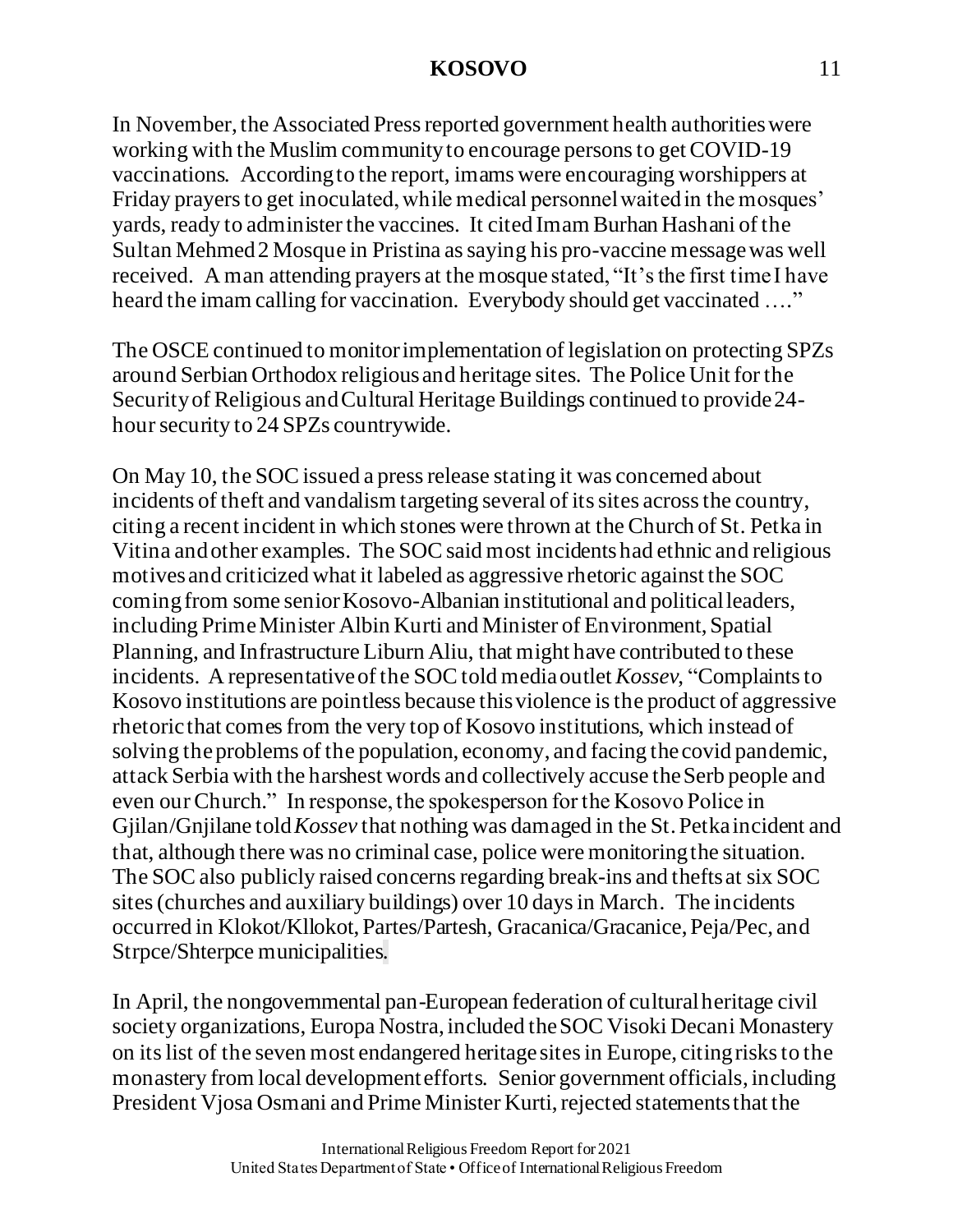In November, the Associated Press reported government health authorities were working with the Muslim community to encourage persons to get COVID-19 vaccinations. According to the report, imams were encouraging worshippers at Friday prayers to get inoculated, while medical personnel waited in the mosques' yards, ready to administer the vaccines. It cited Imam Burhan Hashani of the Sultan Mehmed 2 Mosque in Pristina as saying his pro-vaccine message was well received. A man attending prayers at the mosque stated, "It's the first time I have heard the imam calling for vaccination. Everybody should get vaccinated …."

The OSCE continued to monitor implementation of legislation on protecting SPZs around Serbian Orthodox religious and heritage sites. The Police Unit for the Security of Religious and Cultural Heritage Buildings continued to provide 24-hour security to 24 SPZs countrywide.

On May 10, the SOC issued a press release stating it was concerned about incidents of theft and vandalism targeting several of its sites across the country, citing a recent incident in which stones were thrown at the Church of St. Petka in Vitina and other examples. The SOC said most incidents had ethnic and religious motives and criticized what it labeled as aggressive rhetoric against the SOC coming from some senior Kosovo-Albanian institutional and political leaders, including Prime Minister Albin Kurti and Minister of Environment, Spatial Planning, and Infrastructure Liburn Aliu, that might have contributed to these incidents. A representative of the SOC told media outlet *Kossev*, "Complaints to Kosovo institutions are pointless because this violence is the product of aggressive rhetoric that comes from the very top of Kosovo institutions, which instead of solving the problems of the population, economy, and facing the covid pandemic, attack Serbia with the harshest words and collectively accuse the Serb people and even our Church." In response, the spokesperson for the Kosovo Police in Gjilan/Gnjilane told *Kossev* that nothing was damaged in the St. Petka incident and that, although there was no criminal case, police were monitoring the situation. The SOC also publicly raised concerns regarding break-ins and thefts at six SOC sites (churches and auxiliary buildings) over 10 days in March. The incidents occurred in Klokot/Kllokot, Partes/Partesh, Gracanica/Gracanice, Peja/Pec, and Strpce/Shterpce municipalities.

In April, the nongovernmental pan-European federation of cultural heritage civil society organizations, Europa Nostra, included the SOC Visoki Decani Monastery on its list of the seven most endangered heritage sites in Europe, citing risks to the monastery from local development efforts. Senior government officials, including President Vjosa Osmani and Prime Minister Kurti, rejected statements that the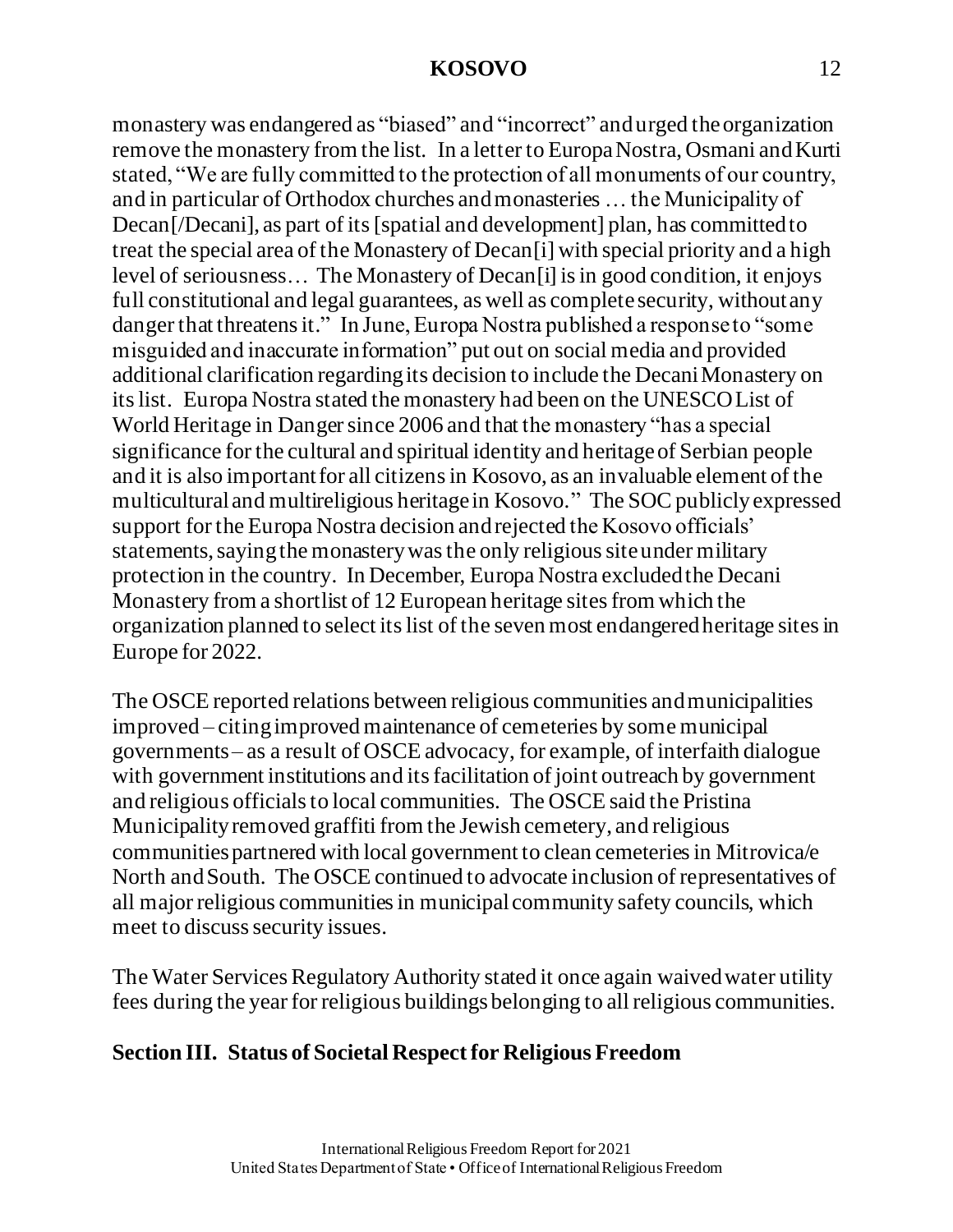monastery was endangered as "biased" and "incorrect" and urged the organization remove the monastery from the list. In a letter to Europa Nostra, Osmani and Kurti stated, "We are fully committed to the protection of all monuments of our country, and in particular of Orthodox churches and monasteries … the Municipality of Decan[/Decani], as part of its [spatial and development] plan, has committed to treat the special area of the Monastery of Decan[i] with special priority and a high level of seriousness… The Monastery of Decan[i] is in good condition, it enjoys full constitutional and legal guarantees, as well as complete security, without any danger that threatens it." In June, Europa Nostra published a response to "some misguided and inaccurate information" put out on social media and provided additional clarification regarding its decision to include the Decani Monastery on its list. Europa Nostra stated the monastery had been on the UNESCO List of World Heritage in Danger since 2006 and that the monastery "has a special significance for the cultural and spiritual identity and heritage of Serbian people and it is also important for all citizens in Kosovo, as an invaluable element of the multicultural and multireligious heritage in Kosovo." The SOC publicly expressed support for the Europa Nostra decision and rejected the Kosovo officials' statements, saying the monastery was the only religious site under military protection in the country. In December, Europa Nostra excluded the Decani Monastery from a shortlist of 12 European heritage sites from which the organization planned to select its list of the seven most endangered heritage sites in Europe for 2022.

The OSCE reported relations between religious communities and municipalities improved – citing improved maintenance of cemeteries by some municipal governments – as a result of OSCE advocacy, for example, of interfaith dialogue with government institutions and its facilitation of joint outreach by government and religious officials to local communities. The OSCE said the Pristina Municipality removed graffiti from the Jewish cemetery, and religious communities partnered with local government to clean cemeteries in Mitrovica/e North and South. The OSCE continued to advocate inclusion of representatives of all major religious communities in municipal community safety councils, which meet to discuss security issues.

The Water Services Regulatory Authority stated it once again waived water utility fees during the year for religious buildings belonging to all religious communities.

## Section III. Status of Societal Respect for Religious Freedom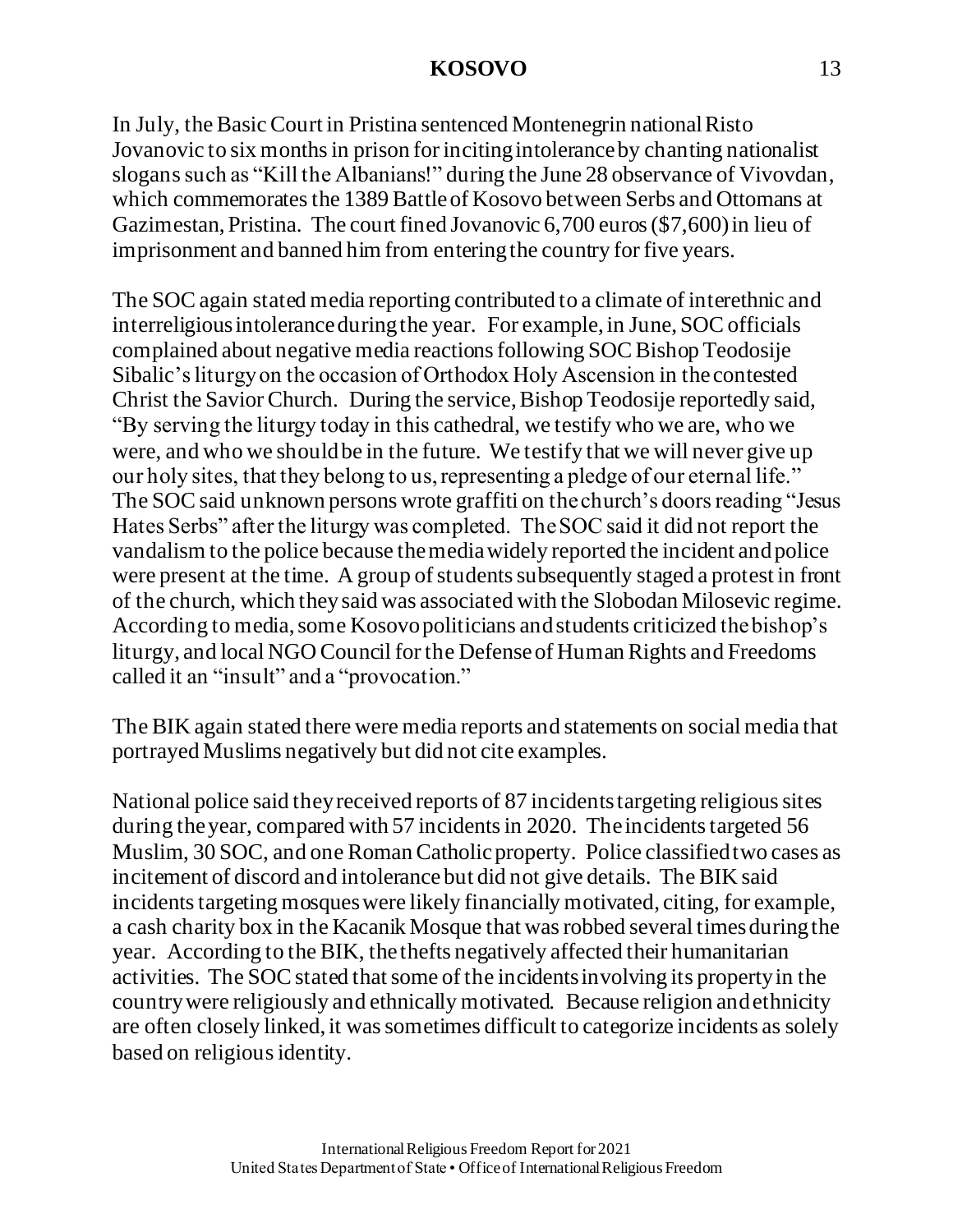In July, the Basic Court in Pristina sentenced Montenegrin national Risto Jovanovic to six months in prison for inciting intolerance by chanting nationalist slogans such as "Kill the Albanians!" during the June 28 observance of Vivovdan, which commemorates the 1389 Battle of Kosovo between Serbs and Ottomans at Gazimestan, Pristina. The court fined Jovanovic 6,700 euros ($7,600) in lieu of imprisonment and banned him from entering the country for five years.

The SOC again stated media reporting contributed to a climate of interethnic and interreligious intolerance during the year. For example, in June, SOC officials complained about negative media reactions following SOC Bishop Teodosije Sibalic's liturgy on the occasion of Orthodox Holy Ascension in the contested Christ the Savior Church. During the service, Bishop Teodosije reportedly said, "By serving the liturgy today in this cathedral, we testify who we are, who we were, and who we should be in the future. We testify that we will never give up our holy sites, that they belong to us, representing a pledge of our eternal life." The SOC said unknown persons wrote graffiti on the church's doors reading "Jesus Hates Serbs" after the liturgy was completed. The SOC said it did not report the vandalism to the police because the media widely reported the incident and police were present at the time. A group of students subsequently staged a protest in front of the church, which they said was associated with the Slobodan Milosevic regime. According to media, some Kosovo politicians and students criticized the bishop's liturgy, and local NGO Council for the Defense of Human Rights and Freedoms called it an "insult" and a "provocation."

The BIK again stated there were media reports and statements on social media that portrayed Muslims negatively but did not cite examples.

National police said they received reports of 87 incidents targeting religious sites during the year, compared with 57 incidents in 2020. The incidents targeted 56 Muslim, 30 SOC, and one Roman Catholic property. Police classified two cases as incitement of discord and intolerance but did not give details. The BIK said incidents targeting mosques were likely financially motivated, citing, for example, a cash charity box in the Kacanik Mosque that was robbed several times during the year. According to the BIK, the thefts negatively affected their humanitarian activities. The SOC stated that some of the incidents involving its property in the country were religiously and ethnically motivated. Because religion and ethnicity are often closely linked, it was sometimes difficult to categorize incidents as solely based on religious identity.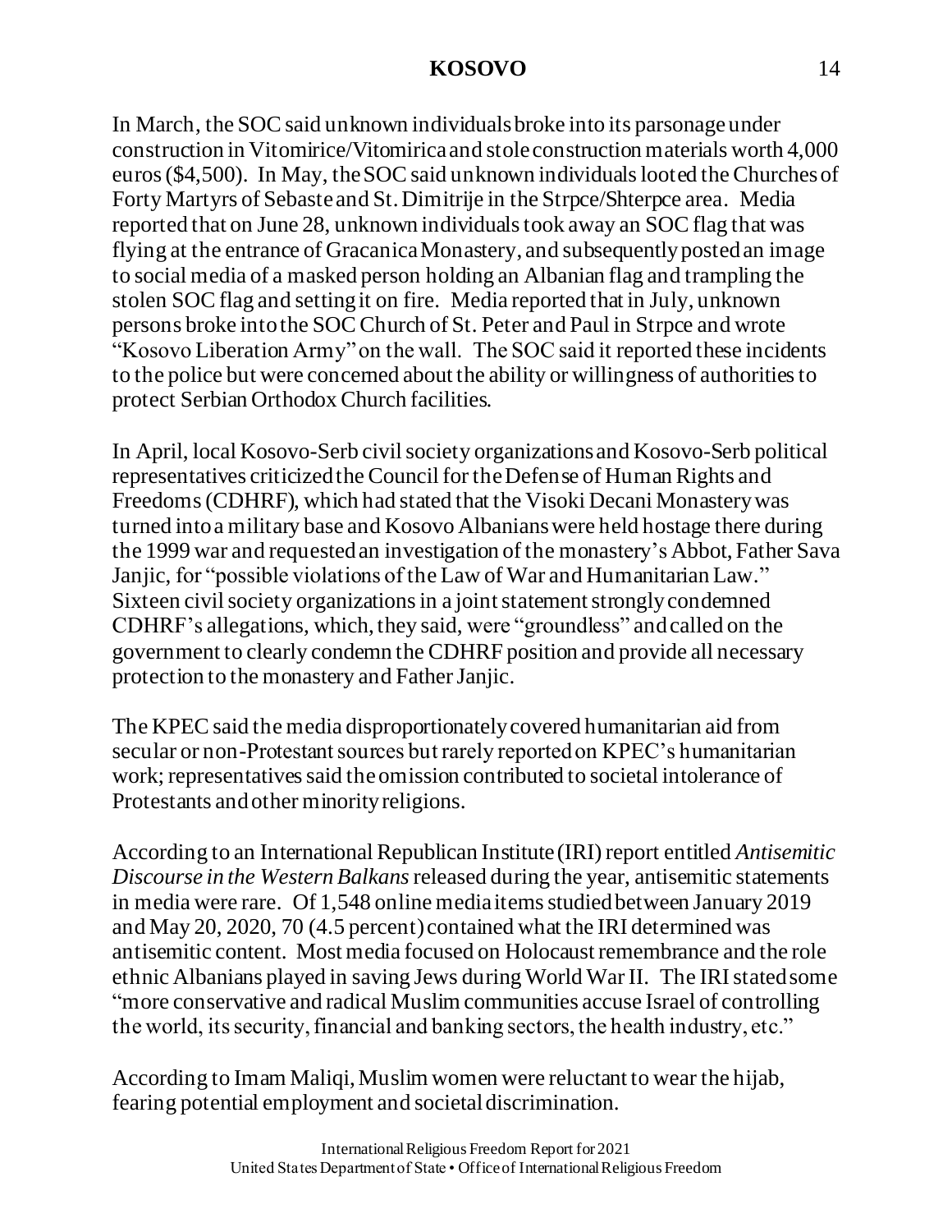In March, the SOC said unknown individuals broke into its parsonage under construction in Vitomirice/Vitomirica and stole construction materials worth 4,000 euros ($4,500). In May, the SOC said unknown individuals looted the Churches of Forty Martyrs of Sebaste and St. Dimitrije in the Strpce/Shterpce area. Media reported that on June 28, unknown individuals took away an SOC flag that was flying at the entrance of Gracanica Monastery, and subsequently posted an image to social media of a masked person holding an Albanian flag and trampling the stolen SOC flag and setting it on fire. Media reported that in July, unknown persons broke into the SOC Church of St. Peter and Paul in Strpce and wrote "Kosovo Liberation Army" on the wall. The SOC said it reported these incidents to the police but were concerned about the ability or willingness of authorities to protect Serbian Orthodox Church facilities.

In April, local Kosovo-Serb civil society organizations and Kosovo-Serb political representatives criticized the Council for the Defense of Human Rights and Freedoms (CDHRF), which had stated that the Visoki Decani Monastery was turned into a military base and Kosovo Albanians were held hostage there during the 1999 war and requested an investigation of the monastery's Abbot, Father Sava Janjic, for "possible violations of the Law of War and Humanitarian Law." Sixteen civil society organizations in a joint statement strongly condemned CDHRF's allegations, which, they said, were "groundless" and called on the government to clearly condemn the CDHRF position and provide all necessary protection to the monastery and Father Janjic.

The KPEC said the media disproportionately covered humanitarian aid from secular or non-Protestant sources but rarely reported on KPEC's humanitarian work; representatives said the omission contributed to societal intolerance of Protestants and other minority religions.

According to an International Republican Institute (IRI) report entitled *Antisemitic Discourse in the Western Balkans* released during the year, antisemitic statements in media were rare. Of 1,548 online media items studied between January 2019 and May 20, 2020, 70 (4.5 percent) contained what the IRI determined was antisemitic content. Most media focused on Holocaust remembrance and the role ethnic Albanians played in saving Jews during World War II. The IRI stated some "more conservative and radical Muslim communities accuse Israel of controlling the world, its security, financial and banking sectors, the health industry, etc."

According to Imam Maliqi, Muslim women were reluctant to wear the hijab, fearing potential employment and societal discrimination.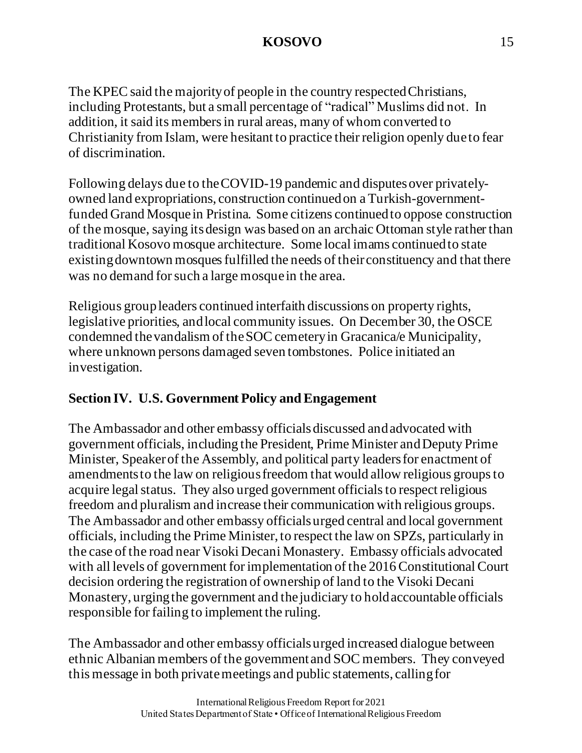The KPEC said the majority of people in the country respected Christians, including Protestants, but a small percentage of "radical" Muslims did not. In addition, it said its members in rural areas, many of whom converted to Christianity from Islam, were hesitant to practice their religion openly due to fear of discrimination.

Following delays due to the COVID-19 pandemic and disputes over privately-owned land expropriations, construction continued on a Turkish-government-funded Grand Mosque in Pristina. Some citizens continued to oppose construction of the mosque, saying its design was based on an archaic Ottoman style rather than traditional Kosovo mosque architecture. Some local imams continued to state existing downtown mosques fulfilled the needs of their constituency and that there was no demand for such a large mosque in the area.

Religious group leaders continued interfaith discussions on property rights, legislative priorities, and local community issues. On December 30, the OSCE condemned the vandalism of the SOC cemetery in Gracanica/e Municipality, where unknown persons damaged seven tombstones. Police initiated an investigation.

## Section IV. U.S. Government Policy and Engagement

The Ambassador and other embassy officials discussed and advocated with government officials, including the President, Prime Minister and Deputy Prime Minister, Speaker of the Assembly, and political party leaders for enactment of amendments to the law on religious freedom that would allow religious groups to acquire legal status. They also urged government officials to respect religious freedom and pluralism and increase their communication with religious groups. The Ambassador and other embassy officials urged central and local government officials, including the Prime Minister, to respect the law on SPZs, particularly in the case of the road near Visoki Decani Monastery. Embassy officials advocated with all levels of government for implementation of the 2016 Constitutional Court decision ordering the registration of ownership of land to the Visoki Decani Monastery, urging the government and the judiciary to hold accountable officials responsible for failing to implement the ruling.

The Ambassador and other embassy officials urged increased dialogue between ethnic Albanian members of the government and SOC members. They conveyed this message in both private meetings and public statements, calling for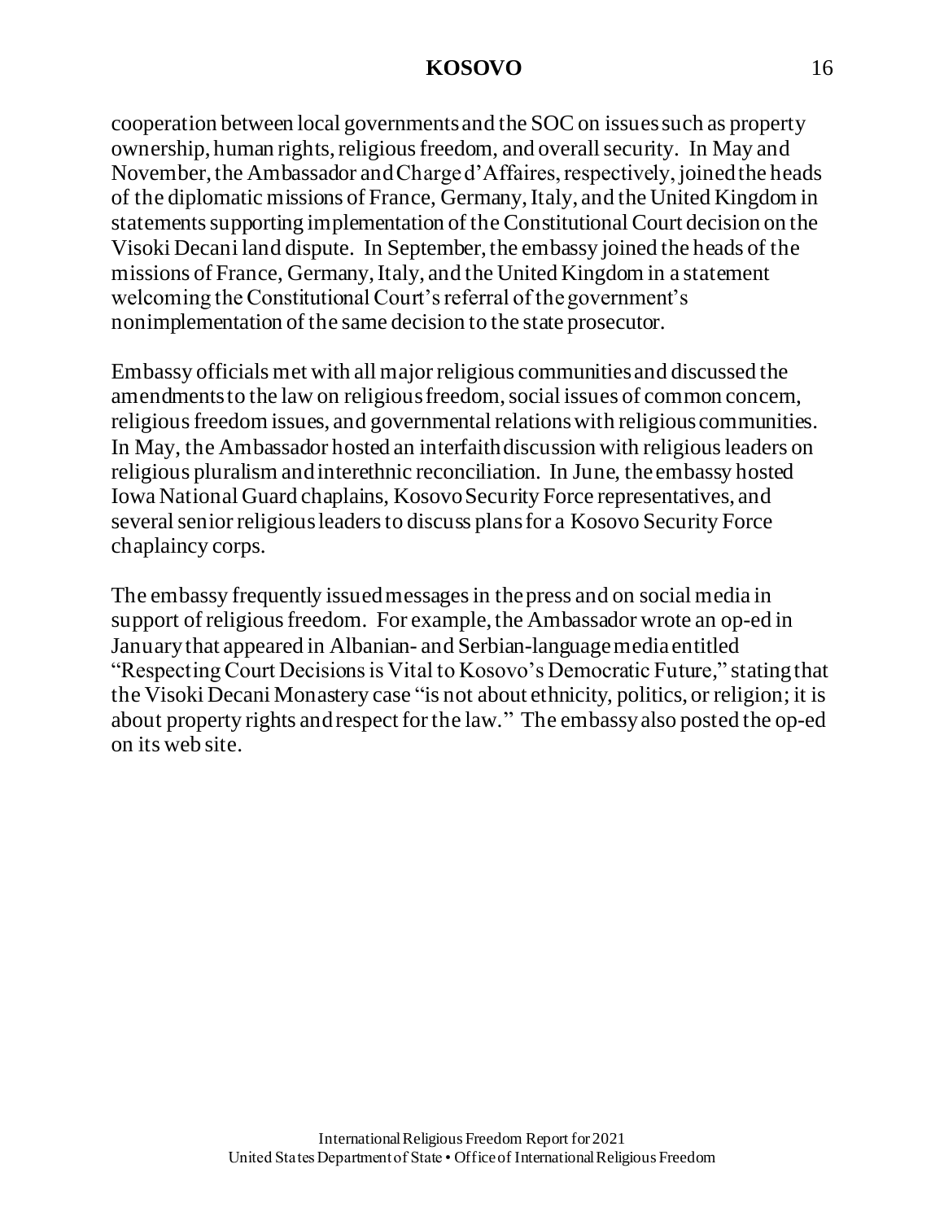cooperation between local governments and the SOC on issues such as property ownership, human rights, religious freedom, and overall security. In May and November, the Ambassador and Charge d'Affaires, respectively, joined the heads of the diplomatic missions of France, Germany, Italy, and the United Kingdom in statements supporting implementation of the Constitutional Court decision on the Visoki Decani land dispute. In September, the embassy joined the heads of the missions of France, Germany, Italy, and the United Kingdom in a statement welcoming the Constitutional Court's referral of the government's nonimplementation of the same decision to the state prosecutor.

Embassy officials met with all major religious communities and discussed the amendments to the law on religious freedom, social issues of common concern, religious freedom issues, and governmental relations with religious communities. In May, the Ambassador hosted an interfaith discussion with religious leaders on religious pluralism and interethnic reconciliation. In June, the embassy hosted Iowa National Guard chaplains, Kosovo Security Force representatives, and several senior religious leaders to discuss plans for a Kosovo Security Force chaplaincy corps.

The embassy frequently issued messages in the press and on social media in support of religious freedom. For example, the Ambassador wrote an op-ed in January that appeared in Albanian- and Serbian-language media entitled "Respecting Court Decisions is Vital to Kosovo's Democratic Future," stating that the Visoki Decani Monastery case "is not about ethnicity, politics, or religion; it is about property rights and respect for the law." The embassy also posted the op-ed on its web site.